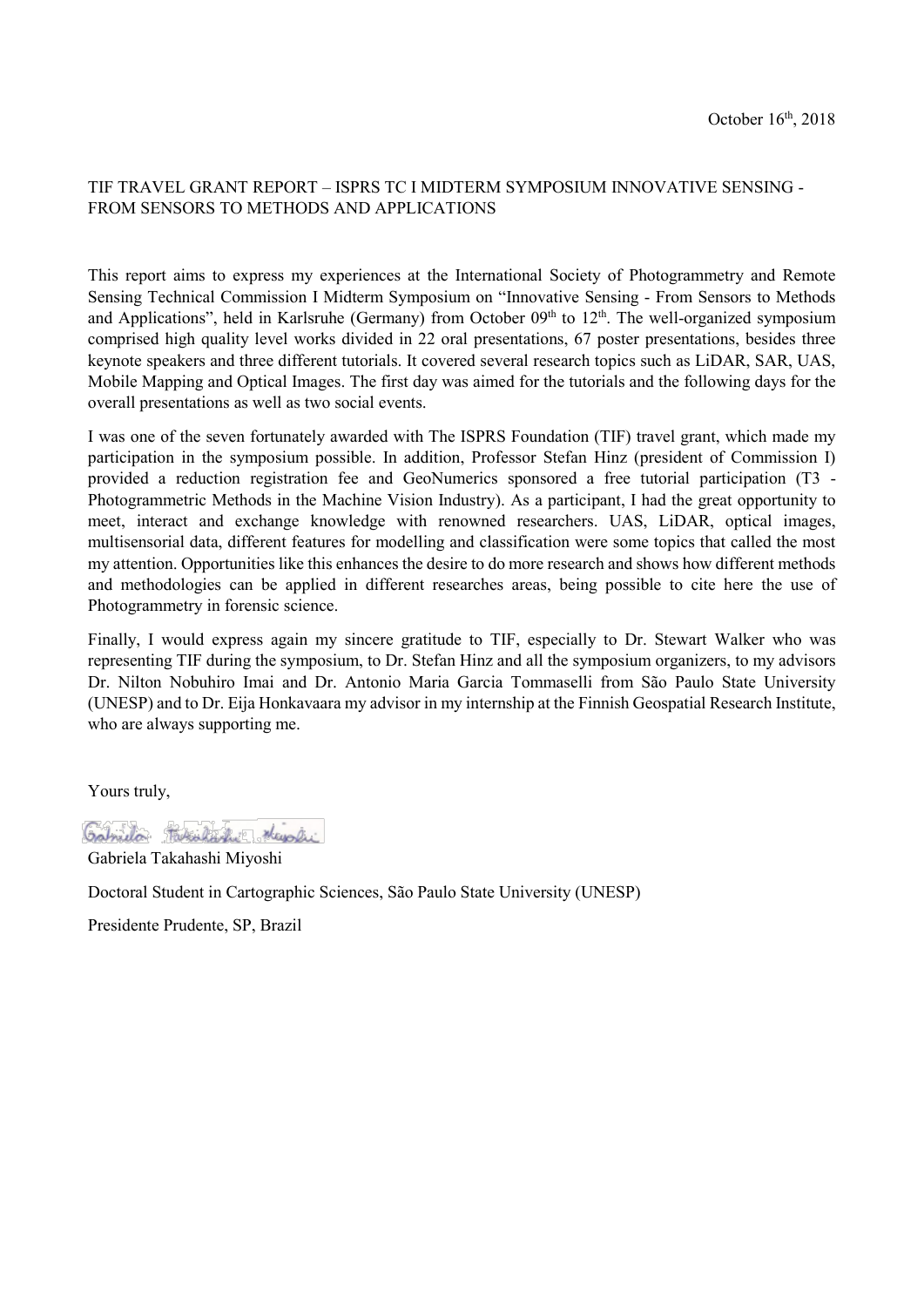October 16th, 2018

TIF TRAVEL GRANT REPORT – ISPRS TC I MIDTERM SYMPOSIUM INNOVATIVE SENSING - FROM SENSORS TO METHODS AND APPLICATIONS

This report aims to express my experiences at the International Society of Photogrammetry and Remote Sensing Technical Commission I Midterm Symposium on "Innovative Sensing - From Sensors to Methods and Applications", held in Karlsruhe (Germany) from October 09th to 12th. The well-organized symposium comprised high quality level works divided in 22 oral presentations, 67 poster presentations, besides three keynote speakers and three different tutorials. It covered several research topics such as LiDAR, SAR, UAS, Mobile Mapping and Optical Images. The first day was aimed for the tutorials and the following days for the overall presentations as well as two social events.

I was one of the seven fortunately awarded with The ISPRS Foundation (TIF) travel grant, which made my participation in the symposium possible. In addition, Professor Stefan Hinz (president of Commission I) provided a reduction registration fee and GeoNumerics sponsored a free tutorial participation (T3 - Photogrammetric Methods in the Machine Vision Industry). As a participant, I had the great opportunity to meet, interact and exchange knowledge with renowned researchers. UAS, LiDAR, optical images, multisensorial data, different features for modelling and classification were some topics that called the most my attention. Opportunities like this enhances the desire to do more research and shows how different methods and methodologies can be applied in different researches areas, being possible to cite here the use of Photogrammetry in forensic science.

Finally, I would express again my sincere gratitude to TIF, especially to Dr. Stewart Walker who was representing TIF during the symposium, to Dr. Stefan Hinz and all the symposium organizers, to my advisors Dr. Nilton Nobuhiro Imai and Dr. Antonio Maria Garcia Tommaselli from São Paulo State University (UNESP) and to Dr. Eija Honkavaara my advisor in my internship at the Finnish Geospatial Research Institute, who are always supporting me.

Yours truly,

Gabriela Takahashi Miyoshi

Doctoral Student in Cartographic Sciences, São Paulo State University (UNESP)

Presidente Prudente, SP, Brazil